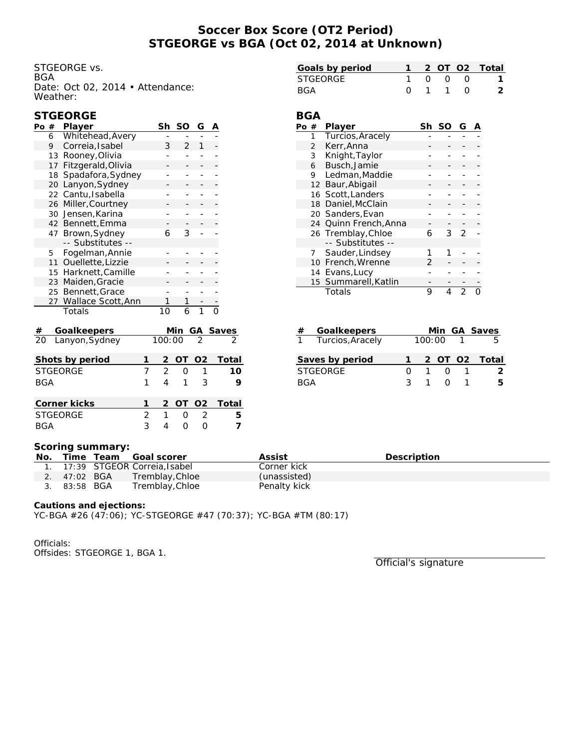# Soccer Box Score (OT2 Period)
# STGEORGE vs BGA (Oct 02, 2014 at Unknown)

STGEORGE vs. BGA
Date: Oct 02, 2014 • Attendance:
Weather:

| Goals by period | 1 | 2 | OT | O2 | Total |
|---|---|---|---|---|---|
| STGEORGE | 1 | 0 | 0 | 0 | **1** |
| BGA | 0 | 1 | 1 | 0 | **2** |

## STGEORGE

| Po | # | Player | Sh | SO | G | A |
|---|---|---|---|---|---|---|
| | 6 | Whitehead,Avery | - | - | - | - |
| | 9 | Correia,Isabel | 3 | 2 | 1 | - |
| | 13 | Rooney,Olivia | - | - | - | - |
| | 17 | Fitzgerald,Olivia | - | - | - | - |
| | 18 | Spadafora,Sydney | - | - | - | - |
| | 20 | Lanyon,Sydney | - | - | - | - |
| | 22 | Cantu,Isabella | - | - | - | - |
| | 26 | Miller,Courtney | - | - | - | - |
| | 30 | Jensen,Karina | - | - | - | - |
| | 42 | Bennett,Emma | - | - | - | - |
| | 47 | Brown,Sydney | 6 | 3 | - | - |
| | | -- Substitutes -- | | | | |
| | 5 | Fogelman,Annie | - | - | - | - |
| | 11 | Ouellette,Lizzie | - | - | - | - |
| | 15 | Harknett,Camille | - | - | - | - |
| | 23 | Maiden,Gracie | - | - | - | - |
| | 25 | Bennett,Grace | - | - | - | - |
| | 27 | Wallace Scott,Ann | 1 | 1 | - | - |
| | | Totals | 10 | 6 | 1 | 0 |

## BGA

| Po | # | Player | Sh | SO | G | A |
|---|---|---|---|---|---|---|
| | 1 | Turcios,Aracely | - | - | - | - |
| | 2 | Kerr,Anna | - | - | - | - |
| | 3 | Knight,Taylor | - | - | - | - |
| | 6 | Busch,Jamie | - | - | - | - |
| | 9 | Ledman,Maddie | - | - | - | - |
| | 12 | Baur,Abigail | - | - | - | - |
| | 16 | Scott,Landers | - | - | - | - |
| | 18 | Daniel,McClain | - | - | - | - |
| | 20 | Sanders,Evan | - | - | - | - |
| | 24 | Quinn French,Anna | - | - | - | - |
| | 26 | Tremblay,Chloe | 6 | 3 | 2 | - |
| | | -- Substitutes -- | | | | |
| | 7 | Sauder,Lindsey | 1 | 1 | - | - |
| | 10 | French,Wrenne | 2 | - | - | - |
| | 14 | Evans,Lucy | - | - | - | - |
| | 15 | Summarell,Katlin | - | - | - | - |
| | | Totals | 9 | 4 | 2 | 0 |

| # | Goalkeepers | Min | GA | Saves |
|---|---|---|---|---|
| 20 | Lanyon,Sydney | 100:00 | 2 | 2 |

| # | Goalkeepers | Min | GA | Saves |
|---|---|---|---|---|
| 1 | Turcios,Aracely | 100:00 | 1 | 5 |

| Shots by period | 1 | 2 | OT | O2 | Total |
|---|---|---|---|---|---|
| STGEORGE | 7 | 2 | 0 | 1 | **10** |
| BGA | 1 | 4 | 1 | 3 | **9** |

| Saves by period | 1 | 2 | OT | O2 | Total |
|---|---|---|---|---|---|
| STGEORGE | 0 | 1 | 0 | 1 | **2** |
| BGA | 3 | 1 | 0 | 1 | **5** |

| Corner kicks | 1 | 2 | OT | O2 | Total |
|---|---|---|---|---|---|
| STGEORGE | 2 | 1 | 0 | 2 | **5** |
| BGA | 3 | 4 | 0 | 0 | **7** |

**Scoring summary:**

| No. | Time | Team | Goal scorer | Assist | Description |
|---|---|---|---|---|---|
| 1. | 17:39 | STGEOR | Correia,Isabel | Corner kick | |
| 2. | 47:02 | BGA | Tremblay,Chloe | (unassisted) | |
| 3. | 83:58 | BGA | Tremblay,Chloe | Penalty kick | |

**Cautions and ejections:**
YC-BGA #26 (47:06); YC-STGEORGE #47 (70:37); YC-BGA #TM (80:17)

Officials:
Offsides: STGEORGE 1, BGA 1.

Official's signature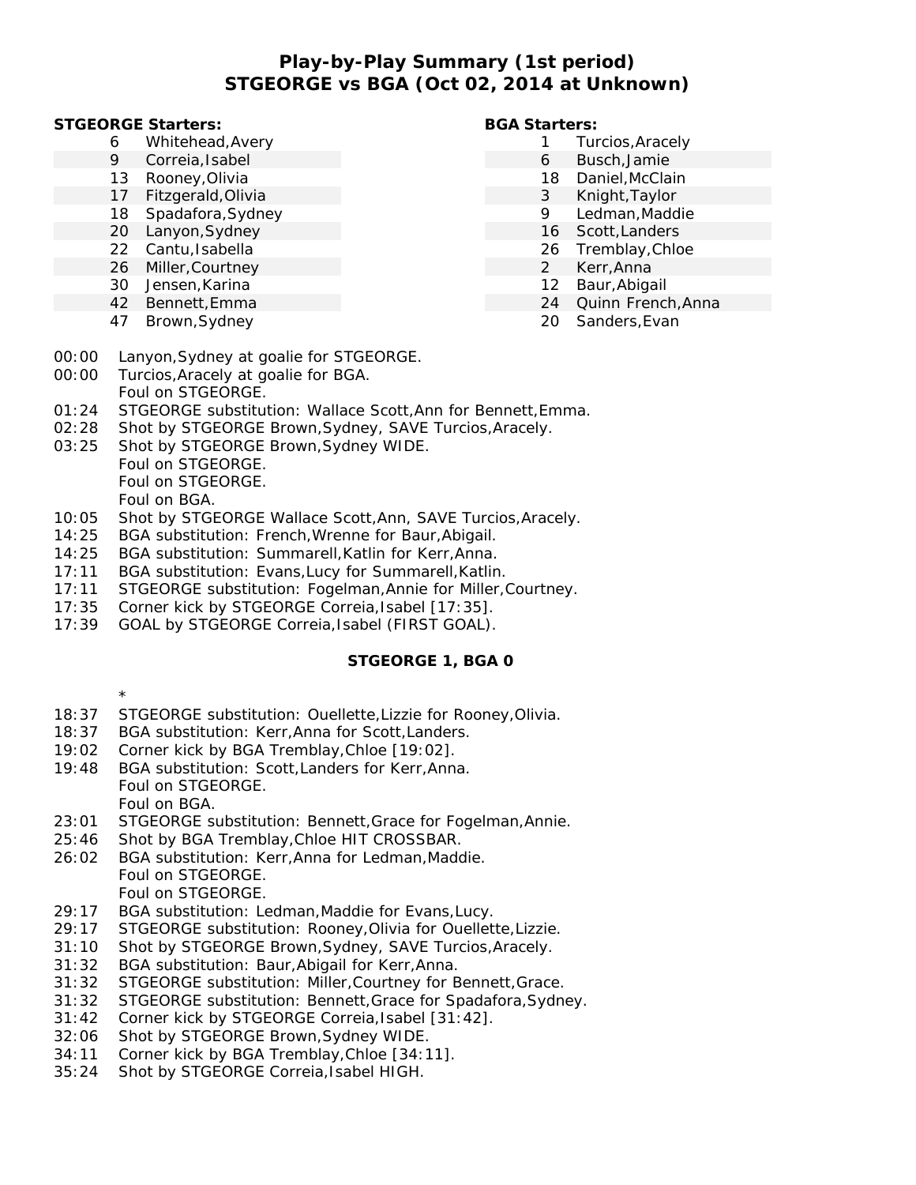# Play-by-Play Summary (1st period)
# STGEORGE vs BGA (Oct 02, 2014 at Unknown)

**STGEORGE Starters:**

| # | Name |
|---|---|
| 6 | Whitehead,Avery |
| 9 | Correia,Isabel |
| 13 | Rooney,Olivia |
| 17 | Fitzgerald,Olivia |
| 18 | Spadafora,Sydney |
| 20 | Lanyon,Sydney |
| 22 | Cantu,Isabella |
| 26 | Miller,Courtney |
| 30 | Jensen,Karina |
| 42 | Bennett,Emma |
| 47 | Brown,Sydney |

**BGA Starters:**

| # | Name |
|---|---|
| 1 | Turcios,Aracely |
| 6 | Busch,Jamie |
| 18 | Daniel,McClain |
| 3 | Knight,Taylor |
| 9 | Ledman,Maddie |
| 16 | Scott,Landers |
| 26 | Tremblay,Chloe |
| 2 | Kerr,Anna |
| 12 | Baur,Abigail |
| 24 | Quinn French,Anna |
| 20 | Sanders,Evan |

00:00 Lanyon,Sydney at goalie for STGEORGE.
00:00 Turcios,Aracely at goalie for BGA.
Foul on STGEORGE.
01:24 STGEORGE substitution: Wallace Scott,Ann for Bennett,Emma.
02:28 Shot by STGEORGE Brown,Sydney, SAVE Turcios,Aracely.
03:25 Shot by STGEORGE Brown,Sydney WIDE.
Foul on STGEORGE.
Foul on STGEORGE.
Foul on BGA.
10:05 Shot by STGEORGE Wallace Scott,Ann, SAVE Turcios,Aracely.
14:25 BGA substitution: French,Wrenne for Baur,Abigail.
14:25 BGA substitution: Summarell,Katlin for Kerr,Anna.
17:11 BGA substitution: Evans,Lucy for Summarell,Katlin.
17:11 STGEORGE substitution: Fogelman,Annie for Miller,Courtney.
17:35 Corner kick by STGEORGE Correia,Isabel [17:35].
17:39 GOAL by STGEORGE Correia,Isabel (FIRST GOAL).

**STGEORGE 1, BGA 0**

*
18:37 STGEORGE substitution: Ouellette,Lizzie for Rooney,Olivia.
18:37 BGA substitution: Kerr,Anna for Scott,Landers.
19:02 Corner kick by BGA Tremblay,Chloe [19:02].
19:48 BGA substitution: Scott,Landers for Kerr,Anna.
Foul on STGEORGE.
Foul on BGA.
23:01 STGEORGE substitution: Bennett,Grace for Fogelman,Annie.
25:46 Shot by BGA Tremblay,Chloe HIT CROSSBAR.
26:02 BGA substitution: Kerr,Anna for Ledman,Maddie.
Foul on STGEORGE.
Foul on STGEORGE.
29:17 BGA substitution: Ledman,Maddie for Evans,Lucy.
29:17 STGEORGE substitution: Rooney,Olivia for Ouellette,Lizzie.
31:10 Shot by STGEORGE Brown,Sydney, SAVE Turcios,Aracely.
31:32 BGA substitution: Baur,Abigail for Kerr,Anna.
31:32 STGEORGE substitution: Miller,Courtney for Bennett,Grace.
31:32 STGEORGE substitution: Bennett,Grace for Spadafora,Sydney.
31:42 Corner kick by STGEORGE Correia,Isabel [31:42].
32:06 Shot by STGEORGE Brown,Sydney WIDE.
34:11 Corner kick by BGA Tremblay,Chloe [34:11].
35:24 Shot by STGEORGE Correia,Isabel HIGH.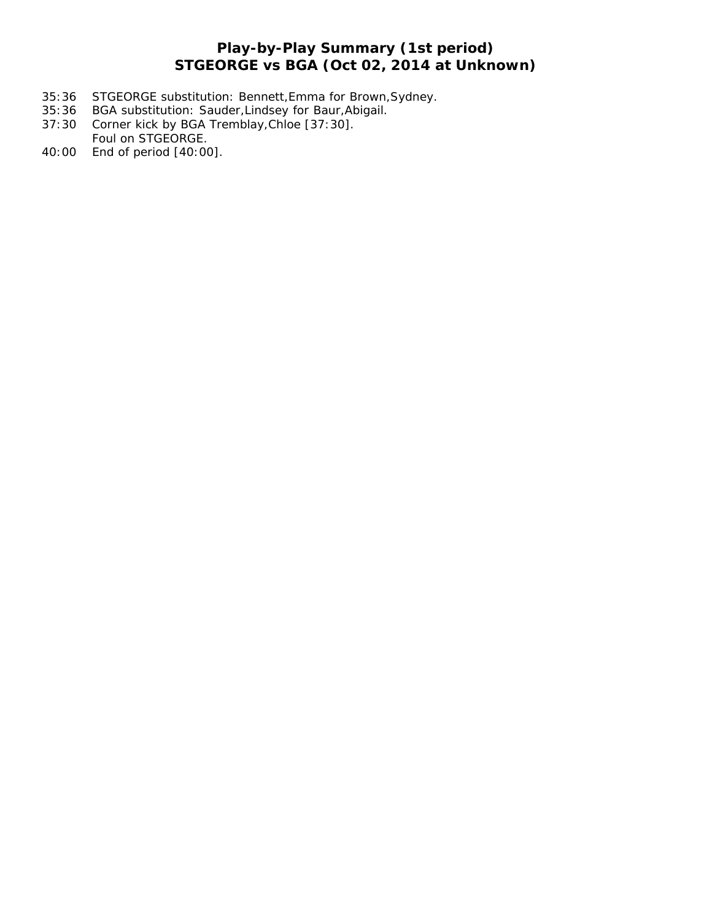# Play-by-Play Summary (1st period)
## STGEORGE vs BGA (Oct 02, 2014 at Unknown)

35:36 STGEORGE substitution: Bennett,Emma for Brown,Sydney.
35:36 BGA substitution: Sauder,Lindsey for Baur,Abigail.
37:30 Corner kick by BGA Tremblay,Chloe [37:30].
Foul on STGEORGE.
40:00 End of period [40:00].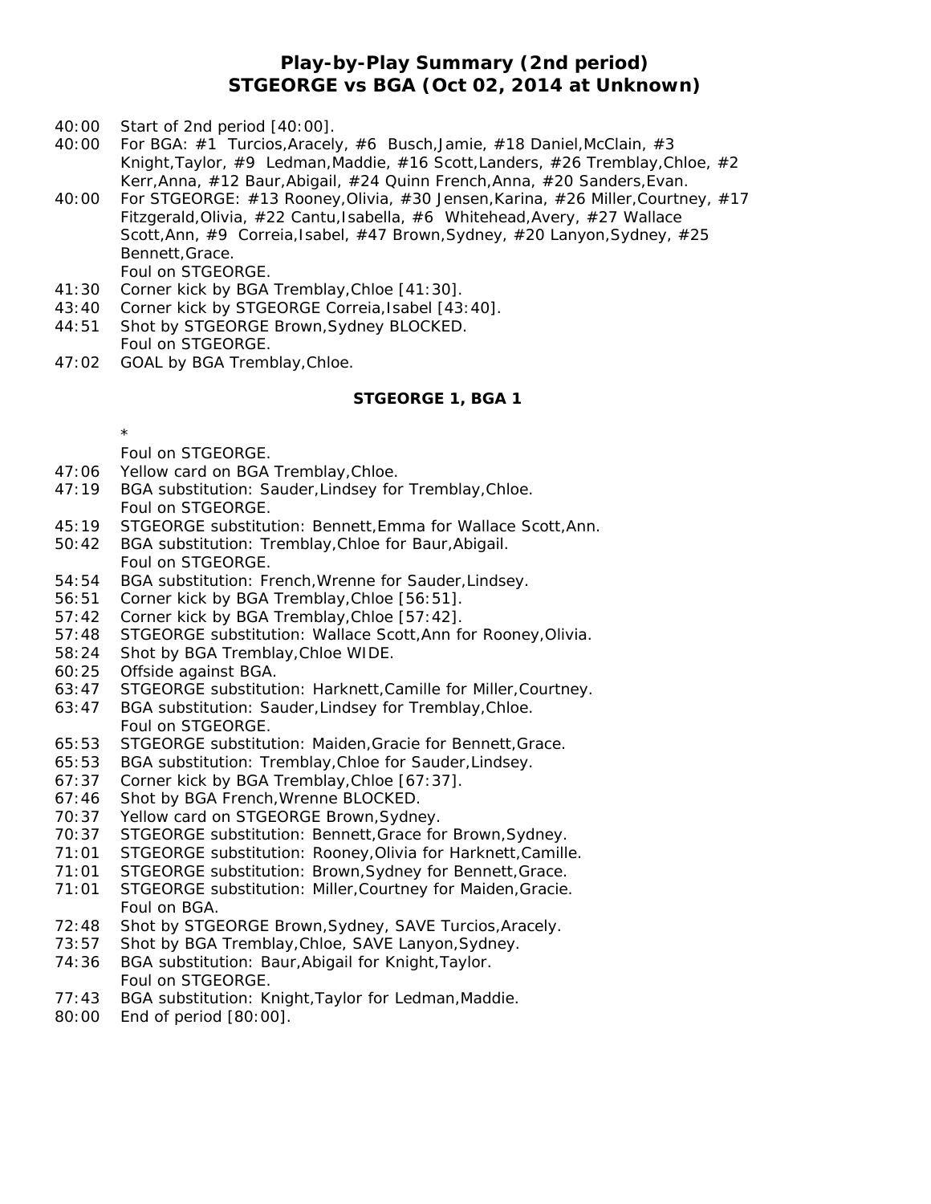# Play-by-Play Summary (2nd period)
# STGEORGE vs BGA (Oct 02, 2014 at Unknown)

40:00 Start of 2nd period [40:00].
40:00 For BGA: #1 Turcios,Aracely, #6 Busch,Jamie, #18 Daniel,McClain, #3 Knight,Taylor, #9 Ledman,Maddie, #16 Scott,Landers, #26 Tremblay,Chloe, #2 Kerr,Anna, #12 Baur,Abigail, #24 Quinn French,Anna, #20 Sanders,Evan.
40:00 For STGEORGE: #13 Rooney,Olivia, #30 Jensen,Karina, #26 Miller,Courtney, #17 Fitzgerald,Olivia, #22 Cantu,Isabella, #6 Whitehead,Avery, #27 Wallace Scott,Ann, #9 Correia,Isabel, #47 Brown,Sydney, #20 Lanyon,Sydney, #25 Bennett,Grace.
Foul on STGEORGE.
41:30 Corner kick by BGA Tremblay,Chloe [41:30].
43:40 Corner kick by STGEORGE Correia,Isabel [43:40].
44:51 Shot by STGEORGE Brown,Sydney BLOCKED.
Foul on STGEORGE.
47:02 GOAL by BGA Tremblay,Chloe.

**STGEORGE 1, BGA 1**

*
Foul on STGEORGE.
47:06 Yellow card on BGA Tremblay,Chloe.
47:19 BGA substitution: Sauder,Lindsey for Tremblay,Chloe.
Foul on STGEORGE.
45:19 STGEORGE substitution: Bennett,Emma for Wallace Scott,Ann.
50:42 BGA substitution: Tremblay,Chloe for Baur,Abigail.
Foul on STGEORGE.
54:54 BGA substitution: French,Wrenne for Sauder,Lindsey.
56:51 Corner kick by BGA Tremblay,Chloe [56:51].
57:42 Corner kick by BGA Tremblay,Chloe [57:42].
57:48 STGEORGE substitution: Wallace Scott,Ann for Rooney,Olivia.
58:24 Shot by BGA Tremblay,Chloe WIDE.
60:25 Offside against BGA.
63:47 STGEORGE substitution: Harknett,Camille for Miller,Courtney.
63:47 BGA substitution: Sauder,Lindsey for Tremblay,Chloe.
Foul on STGEORGE.
65:53 STGEORGE substitution: Maiden,Gracie for Bennett,Grace.
65:53 BGA substitution: Tremblay,Chloe for Sauder,Lindsey.
67:37 Corner kick by BGA Tremblay,Chloe [67:37].
67:46 Shot by BGA French,Wrenne BLOCKED.
70:37 Yellow card on STGEORGE Brown,Sydney.
70:37 STGEORGE substitution: Bennett,Grace for Brown,Sydney.
71:01 STGEORGE substitution: Rooney,Olivia for Harknett,Camille.
71:01 STGEORGE substitution: Brown,Sydney for Bennett,Grace.
71:01 STGEORGE substitution: Miller,Courtney for Maiden,Gracie.
Foul on BGA.
72:48 Shot by STGEORGE Brown,Sydney, SAVE Turcios,Aracely.
73:57 Shot by BGA Tremblay,Chloe, SAVE Lanyon,Sydney.
74:36 BGA substitution: Baur,Abigail for Knight,Taylor.
Foul on STGEORGE.
77:43 BGA substitution: Knight,Taylor for Ledman,Maddie.
80:00 End of period [80:00].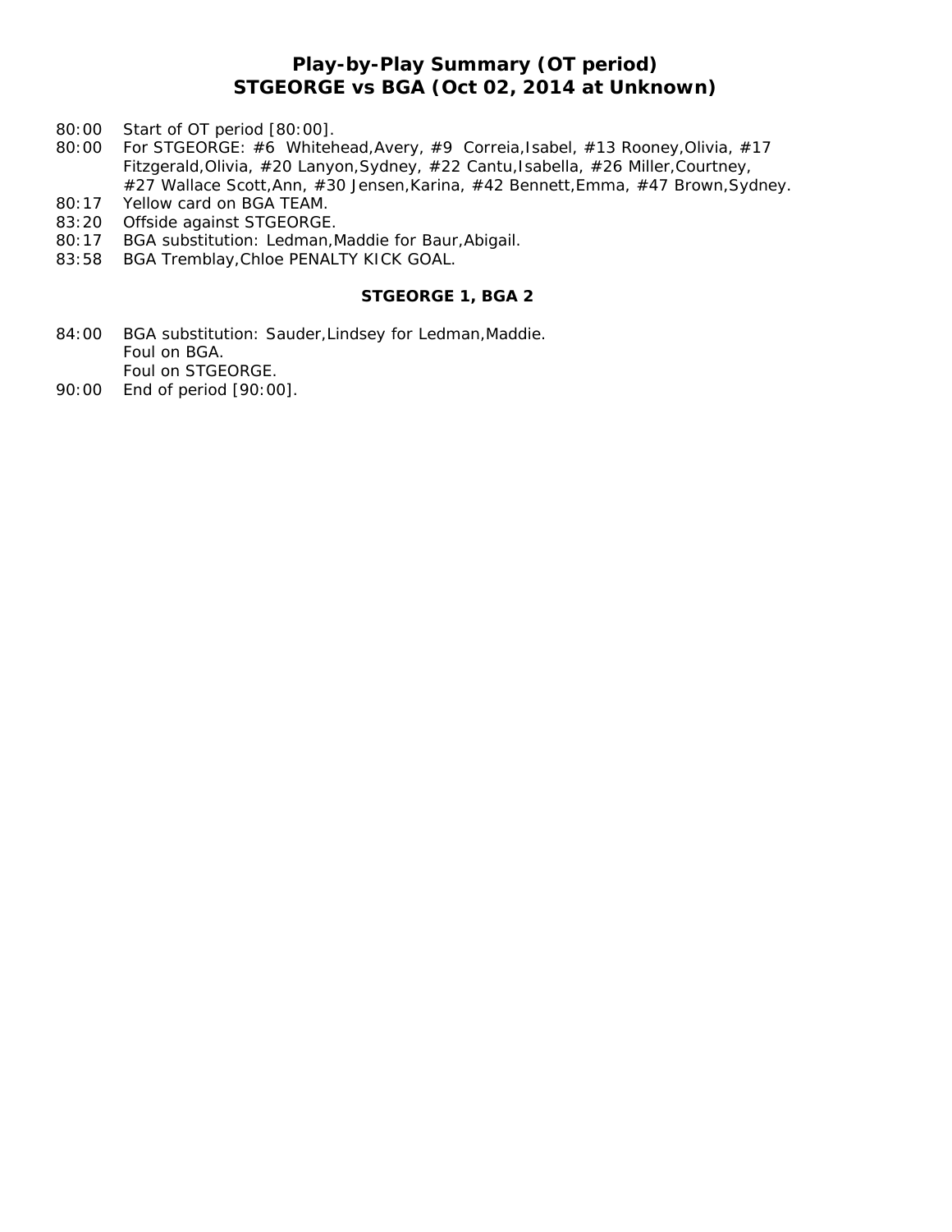## Play-by-Play Summary (OT period)
## STGEORGE vs BGA (Oct 02, 2014 at Unknown)

80:00 Start of OT period [80:00].
80:00 For STGEORGE: #6 Whitehead,Avery, #9 Correia,Isabel, #13 Rooney,Olivia, #17 Fitzgerald,Olivia, #20 Lanyon,Sydney, #22 Cantu,Isabella, #26 Miller,Courtney, #27 Wallace Scott,Ann, #30 Jensen,Karina, #42 Bennett,Emma, #47 Brown,Sydney.
80:17 Yellow card on BGA TEAM.
83:20 Offside against STGEORGE.
80:17 BGA substitution: Ledman,Maddie for Baur,Abigail.
83:58 BGA Tremblay,Chloe PENALTY KICK GOAL.

**STGEORGE 1, BGA 2**

84:00 BGA substitution: Sauder,Lindsey for Ledman,Maddie.
Foul on BGA.
Foul on STGEORGE.
90:00 End of period [90:00].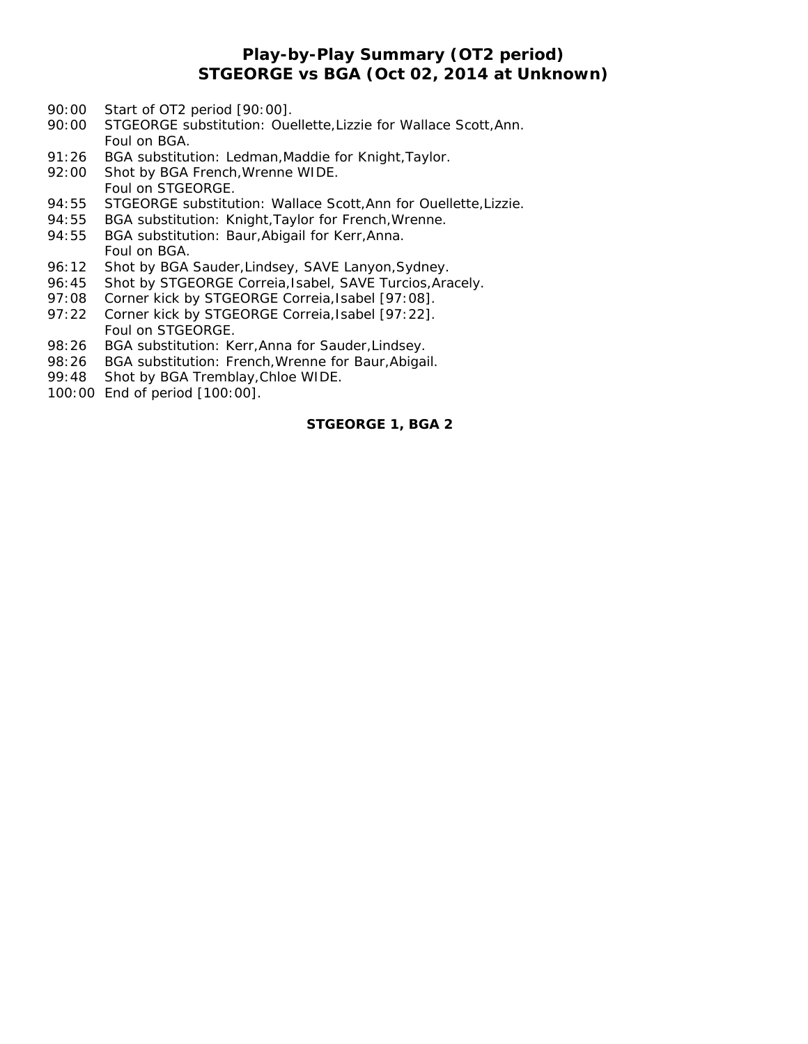# Play-by-Play Summary (OT2 period)
## STGEORGE vs BGA (Oct 02, 2014 at Unknown)

90:00 Start of OT2 period [90:00].
90:00 STGEORGE substitution: Ouellette,Lizzie for Wallace Scott,Ann.
Foul on BGA.
91:26 BGA substitution: Ledman,Maddie for Knight,Taylor.
92:00 Shot by BGA French,Wrenne WIDE.
Foul on STGEORGE.
94:55 STGEORGE substitution: Wallace Scott,Ann for Ouellette,Lizzie.
94:55 BGA substitution: Knight,Taylor for French,Wrenne.
94:55 BGA substitution: Baur,Abigail for Kerr,Anna.
Foul on BGA.
96:12 Shot by BGA Sauder,Lindsey, SAVE Lanyon,Sydney.
96:45 Shot by STGEORGE Correia,Isabel, SAVE Turcios,Aracely.
97:08 Corner kick by STGEORGE Correia,Isabel [97:08].
97:22 Corner kick by STGEORGE Correia,Isabel [97:22].
Foul on STGEORGE.
98:26 BGA substitution: Kerr,Anna for Sauder,Lindsey.
98:26 BGA substitution: French,Wrenne for Baur,Abigail.
99:48 Shot by BGA Tremblay,Chloe WIDE.
100:00 End of period [100:00].

**STGEORGE 1, BGA 2**